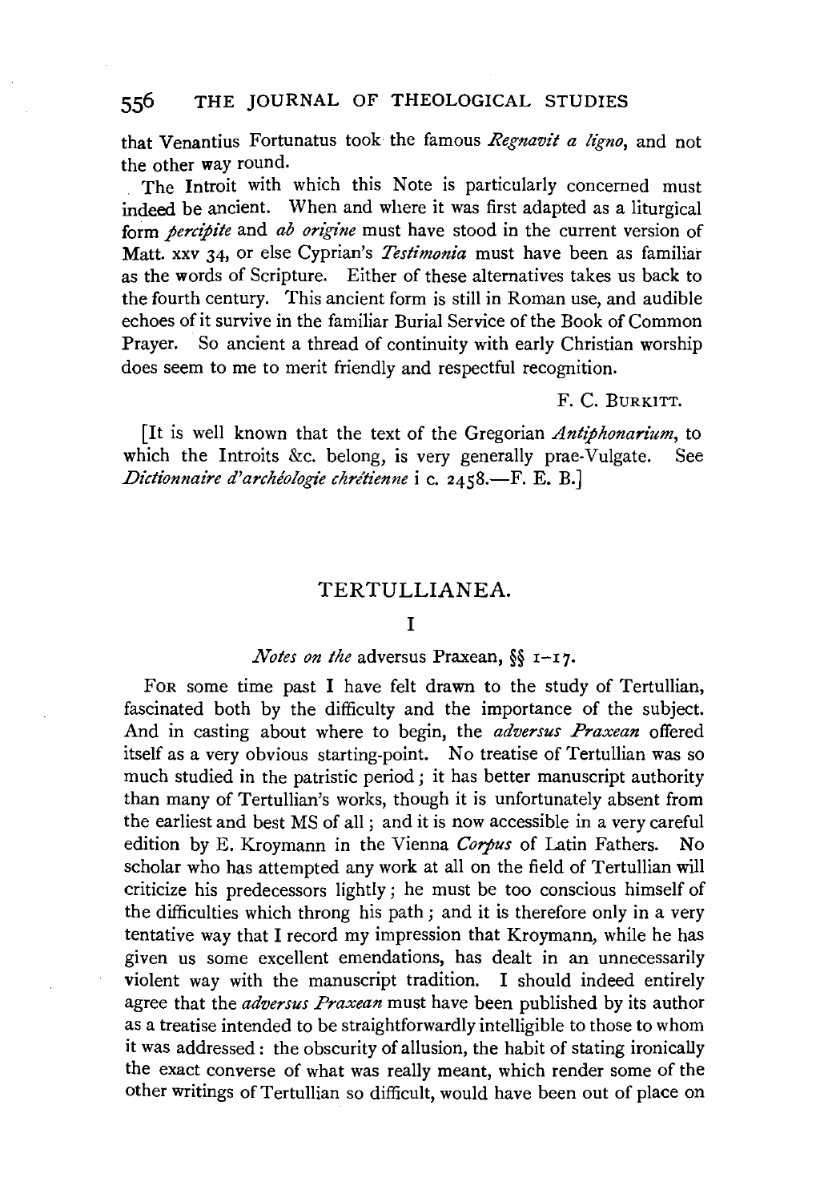that Venantius Fortunatus took the famous *Regnavit a ligno*, and not the other way round.

The Introit with which this Note is particularly concerned must indeed be ancient. When and where it was first adapted as a liturgical form *percipite* and *ab origine* must have stood in the current version of Matt. xxv 34, or else Cyprian's *Testimonia* must have been as familiar as the words of Scripture. Either of these alternatives takes us back to the fourth century. This ancient form is still in Roman use, and audible echoes of it survive in the familiar Burial Service of the Book of Common Prayer. So ancient a thread of continuity with early Christian worship does seem to me to merit friendly and respectful recognition.

F. C. BURKITT.

[It is well known that the text of the Gregorian *Antiphonarium*, to which the Introits &c. belong, is very generally prae-Vulgate. See *Dictionnaire d'archéologie chrétienne* i c. 2458.—F. E. B.]

## TERTULLIANEA.

### I

#### *Notes on the* adversus Praxean, §§ 1–17.

FOR some time past I have felt drawn to the study of Tertullian, fascinated both by the difficulty and the importance of the subject. And in casting about where to begin, the *adversus Praxean* offered itself as a very obvious starting-point. No treatise of Tertullian was so much studied in the patristic period; it has better manuscript authority than many of Tertullian's works, though it is unfortunately absent from the earliest and best MS of all; and it is now accessible in a very careful edition by E. Kroymann in the Vienna *Corpus* of Latin Fathers. No scholar who has attempted any work at all on the field of Tertullian will criticize his predecessors lightly; he must be too conscious himself of the difficulties which throng his path; and it is therefore only in a very tentative way that I record my impression that Kroymann, while he has given us some excellent emendations, has dealt in an unnecessarily violent way with the manuscript tradition. I should indeed entirely agree that the *adversus Praxean* must have been published by its author as a treatise intended to be straightforwardly intelligible to those to whom it was addressed: the obscurity of allusion, the habit of stating ironically the exact converse of what was really meant, which render some of the other writings of Tertullian so difficult, would have been out of place on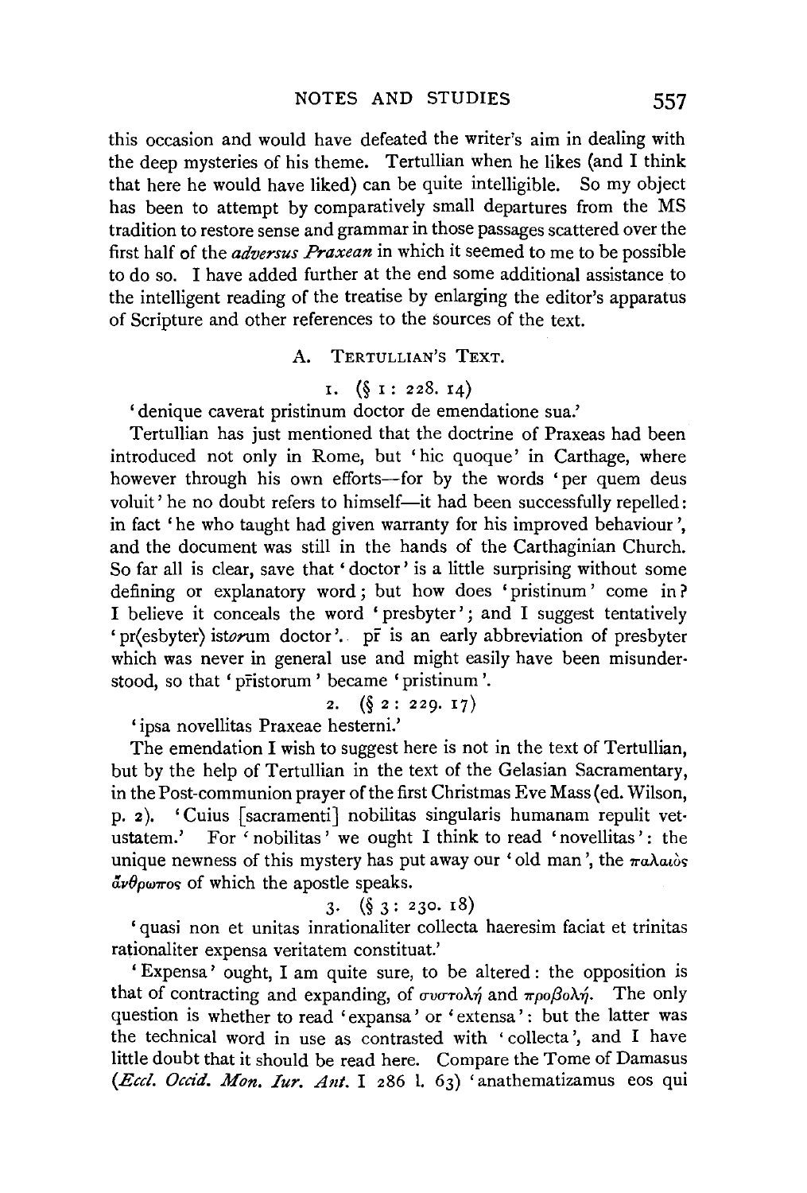this occasion and would have defeated the writer's aim in dealing with the deep mysteries of his theme. Tertullian when he likes (and I think that here he would have liked) can be quite intelligible. So my object has been to attempt by comparatively small departures from the MS tradition to restore sense and grammar in those passages scattered over the first half of the *adversus Praxean* in which it seemed to me to be possible to do so. I have added further at the end some additional assistance to the intelligent reading of the treatise by enlarging the editor's apparatus of Scripture and other references to the sources of the text.

## A. Tertullian's Text.

1. (§ 1 : 228. 14)

'denique caverat pristinum doctor de emendatione sua.'

Tertullian has just mentioned that the doctrine of Praxeas had been introduced not only in Rome, but 'hic quoque' in Carthage, where however through his own efforts—for by the words 'per quem deus voluit' he no doubt refers to himself—it had been successfully repelled: in fact 'he who taught had given warranty for his improved behaviour', and the document was still in the hands of the Carthaginian Church. So far all is clear, save that 'doctor' is a little surprising without some defining or explanatory word; but how does 'pristinum' come in? I believe it conceals the word 'presbyter'; and I suggest tentatively 'pr⟨esbyter⟩ ist*or*um doctor'. pr̄ is an early abbreviation of presbyter which was never in general use and might easily have been misunderstood, so that 'pr̄istorum' became 'pristinum'.

2. (§ 2 : 229. 17)

'ipsa novellitas Praxeae hesterni.'

The emendation I wish to suggest here is not in the text of Tertullian, but by the help of Tertullian in the text of the Gelasian Sacramentary, in the Post-communion prayer of the first Christmas Eve Mass (ed. Wilson, p. 2). 'Cuius [sacramenti] nobilitas singularis humanam repulit vetustatem.' For 'nobilitas' we ought I think to read 'novellitas': the unique newness of this mystery has put away our 'old man', the παλαιὸς ἄνθρωπος of which the apostle speaks.

3. (§ 3 : 230. 18)

'quasi non et unitas inrationaliter collecta haeresim faciat et trinitas rationaliter expensa veritatem constituat.'

'Expensa' ought, I am quite sure, to be altered: the opposition is that of contracting and expanding, of συστολή and προβολή. The only question is whether to read 'expansa' or 'extensa': but the latter was the technical word in use as contrasted with 'collecta', and I have little doubt that it should be read here. Compare the Tome of Damasus (*Eccl. Occid. Mon. Iur. Ant.* I 286 l. 63) 'anathematizamus eos qui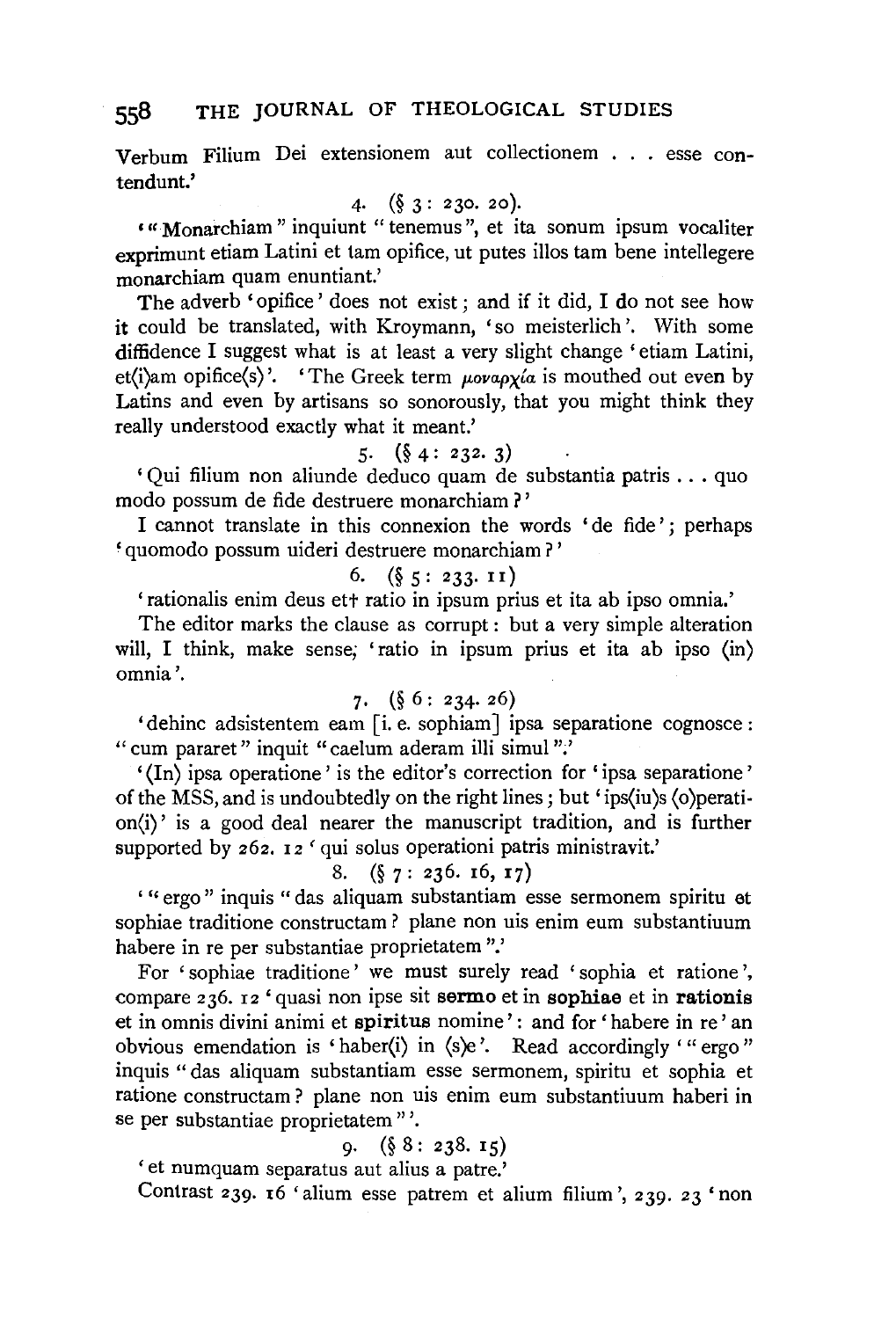Verbum Filium Dei extensionem aut collectionem . . . esse contendunt.'

4. (§ 3 : 230. 20).

'"Monarchiam" inquiunt "tenemus", et ita sonum ipsum vocaliter exprimunt etiam Latini et tam opifice, ut putes illos tam bene intellegere monarchiam quam enuntiant.'

The adverb 'opifice' does not exist; and if it did, I do not see how it could be translated, with Kroymann, 'so meisterlich'. With some diffidence I suggest what is at least a very slight change 'etiam Latini, et⟨i⟩am opifice⟨s⟩'. 'The Greek term μοναρχία is mouthed out even by Latins and even by artisans so sonorously, that you might think they really understood exactly what it meant.'

5. (§ 4 : 232. 3)

'Qui filium non aliunde deduco quam de substantia patris . . . quo modo possum de fide destruere monarchiam?'

I cannot translate in this connexion the words 'de fide'; perhaps 'quomodo possum uideri destruere monarchiam?'

6. (§ 5 : 233. 11)

'rationalis enim deus et† ratio in ipsum prius et ita ab ipso omnia.'

The editor marks the clause as corrupt: but a very simple alteration will, I think, make sense; 'ratio in ipsum prius et ita ab ipso ⟨in⟩ omnia'.

7. (§ 6 : 234. 26)

'dehinc adsistentem eam [i. e. sophiam] ipsa separatione cognosce: "cum pararet" inquit "caelum aderam illi simul".'

'⟨In⟩ ipsa operatione' is the editor's correction for 'ipsa separatione' of the MSS, and is undoubtedly on the right lines; but 'ips⟨iu⟩s ⟨o⟩perati­on⟨i⟩' is a good deal nearer the manuscript tradition, and is further supported by 262. 12 'qui solus operationi patris ministravit.'

8. (§ 7 : 236. 16, 17)

'"ergo" inquis "das aliquam substantiam esse sermonem spiritu et sophiae traditione constructam? plane non uis enim eum substantiuum habere in re per substantiae proprietatem".'

For 'sophiae traditione' we must surely read 'sophia et ratione', compare 236. 12 'quasi non ipse sit **sermo** et in **sophiae** et in **rationis** et in omnis divini animi et **spiritus** nomine': and for 'habere in re' an obvious emendation is 'haber⟨i⟩ in ⟨s⟩e'. Read accordingly '"ergo" inquis "das aliquam substantiam esse sermonem, spiritu et sophia et ratione constructam? plane non uis enim eum substantiuum haberi in se per substantiae proprietatem"'.

9. (§ 8 : 238. 15)

'et numquam separatus aut alius a patre.'

Contrast 239. 16 'alium esse patrem et alium filium', 239. 23 'non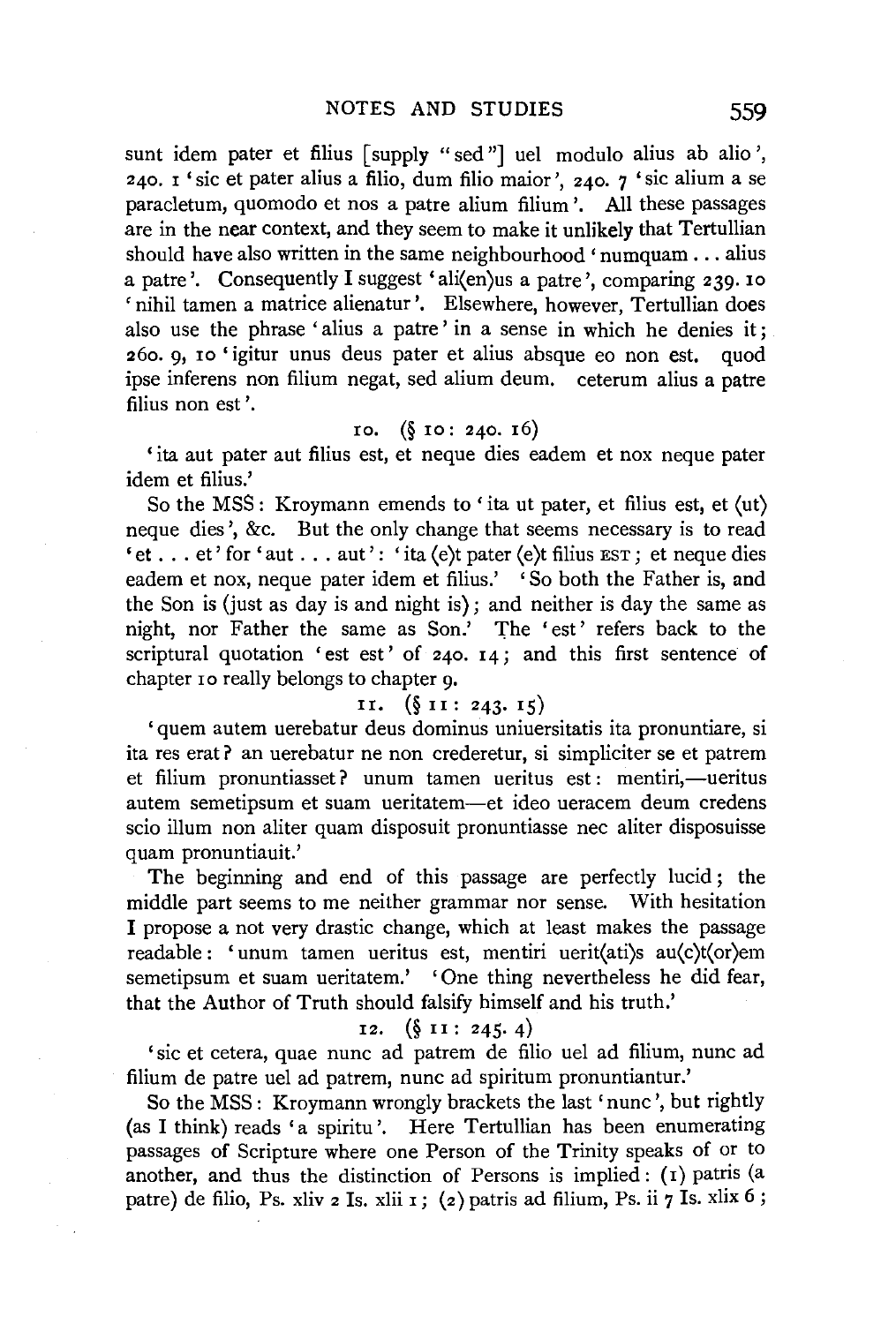sunt idem pater et filius [supply "sed"] uel modulo alius ab alio', 240. 1 'sic et pater alius a filio, dum filio maior', 240. 7 'sic alium a se paracletum, quomodo et nos a patre alium filium'. All these passages are in the near context, and they seem to make it unlikely that Tertullian should have also written in the same neighbourhood 'numquam . . . alius a patre'. Consequently I suggest 'ali⟨en⟩us a patre', comparing 239. 10 'nihil tamen a matrice alienatur'. Elsewhere, however, Tertullian does also use the phrase 'alius a patre' in a sense in which he denies it; 260. 9, 10 'igitur unus deus pater et alius absque eo non est. quod ipse inferens non filium negat, sed alium deum. ceterum alius a patre filius non est'.

10. (§ 10: 240. 16)

'ita aut pater aut filius est, et neque dies eadem et nox neque pater idem et filius.'

So the MSS: Kroymann emends to 'ita ut pater, et filius est, et ⟨ut⟩ neque dies', &c. But the only change that seems necessary is to read 'et . . . et' for 'aut . . . aut': 'ita ⟨e⟩t pater ⟨e⟩t filius EST; et neque dies eadem et nox, neque pater idem et filius.' 'So both the Father is, and the Son is (just as day is and night is); and neither is day the same as night, nor Father the same as Son.' The 'est' refers back to the scriptural quotation 'est est' of 240. 14; and this first sentence of chapter 10 really belongs to chapter 9.

11. (§ 11: 243. 15)

'quem autem uerebatur deus dominus uniuersitatis ita pronuntiare, si ita res erat? an uerebatur ne non crederetur, si simpliciter se et patrem et filium pronuntiasset? unum tamen ueritus est: mentiri,—ueritus autem semetipsum et suam ueritatem—et ideo ueracem deum credens scio illum non aliter quam disposuit pronuntiasse nec aliter disposuisse quam pronuntiauit.'

The beginning and end of this passage are perfectly lucid; the middle part seems to me neither grammar nor sense. With hesitation I propose a not very drastic change, which at least makes the passage readable: 'unum tamen ueritus est, mentiri uerit⟨ati⟩s au⟨c⟩t⟨or⟩em semetipsum et suam ueritatem.' 'One thing nevertheless he did fear, that the Author of Truth should falsify himself and his truth.'

12. (§ 11: 245. 4)

'sic et cetera, quae nunc ad patrem de filio uel ad filium, nunc ad filium de patre uel ad patrem, nunc ad spiritum pronuntiantur.'

So the MSS: Kroymann wrongly brackets the last 'nunc', but rightly (as I think) reads 'a spiritu'. Here Tertullian has been enumerating passages of Scripture where one Person of the Trinity speaks of or to another, and thus the distinction of Persons is implied: (1) patris (a patre) de filio, Ps. xliv 2 Is. xlii 1; (2) patris ad filium, Ps. ii 7 Is. xlix 6;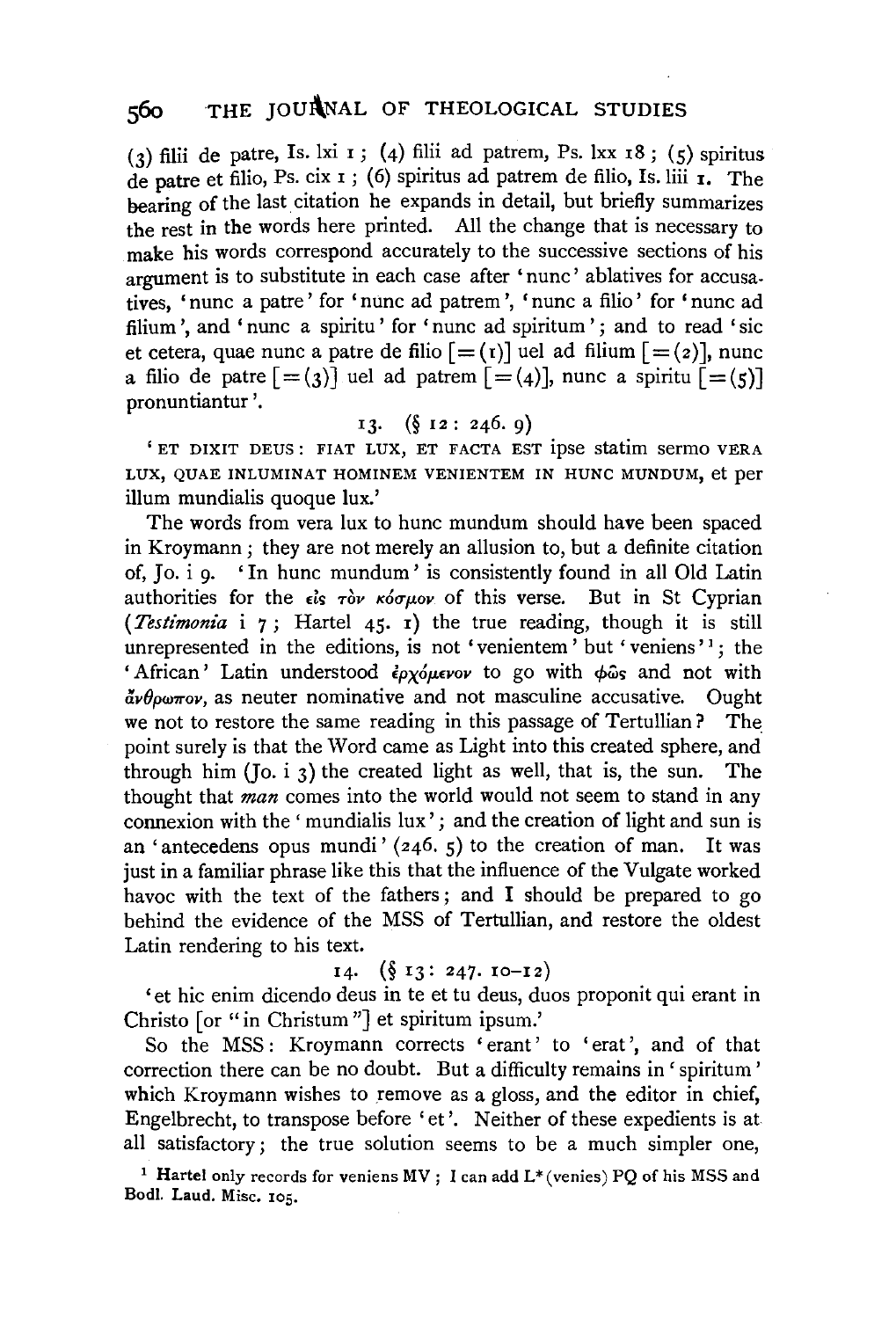(3) filii de patre, Is. lxi 1; (4) filii ad patrem, Ps. lxx 18; (5) spiritus de patre et filio, Ps. cix 1; (6) spiritus ad patrem de filio, Is. liii 1. The bearing of the last citation he expands in detail, but briefly summarizes the rest in the words here printed. All the change that is necessary to make his words correspond accurately to the successive sections of his argument is to substitute in each case after 'nunc' ablatives for accusatives, 'nunc a patre' for 'nunc ad patrem', 'nunc a filio' for 'nunc ad filium', and 'nunc a spiritu' for 'nunc ad spiritum'; and to read 'sic et cetera, quae nunc a patre de filio [=(1)] uel ad filium [=(2)], nunc a filio de patre [=(3)] uel ad patrem [=(4)], nunc a spiritu [=(5)] pronuntiantur'.

13. (§ 12: 246. 9)

'ET DIXIT DEUS: FIAT LUX, ET FACTA EST ipse statim sermo VERA LUX, QUAE INLUMINAT HOMINEM VENIENTEM IN HUNC MUNDUM, et per illum mundialis quoque lux.'

The words from vera lux to hunc mundum should have been spaced in Kroymann; they are not merely an allusion to, but a definite citation of, Jo. i 9. 'In hunc mundum' is consistently found in all Old Latin authorities for the εἰς τὸν κόσμον of this verse. But in St Cyprian (*Testimonia* i 7; Hartel 45. 1) the true reading, though it is still unrepresented in the editions, is not 'venientem' but 'veniens'[1]; the 'African' Latin understood ἐρχόμενον to go with φῶς and not with ἄνθρωπον, as neuter nominative and not masculine accusative. Ought we not to restore the same reading in this passage of Tertullian? The point surely is that the Word came as Light into this created sphere, and through him (Jo. i 3) the created light as well, that is, the sun. The thought that *man* comes into the world would not seem to stand in any connexion with the 'mundialis lux'; and the creation of light and sun is an 'antecedens opus mundi' (246. 5) to the creation of man. It was just in a familiar phrase like this that the influence of the Vulgate worked havoc with the text of the fathers; and I should be prepared to go behind the evidence of the MSS of Tertullian, and restore the oldest Latin rendering to his text.

14. (§ 13: 247. 10–12)

'et hic enim dicendo deus in te et tu deus, duos proponit qui erant in Christo [or "in Christum"] et spiritum ipsum.'

So the MSS: Kroymann corrects 'erant' to 'erat', and of that correction there can be no doubt. But a difficulty remains in 'spiritum' which Kroymann wishes to remove as a gloss, and the editor in chief, Engelbrecht, to transpose before 'et'. Neither of these expedients is at all satisfactory; the true solution seems to be a much simpler one,

[1] Hartel only records for veniens MV; I can add L* (venies) PQ of his MSS and Bodl. Laud. Misc. 105.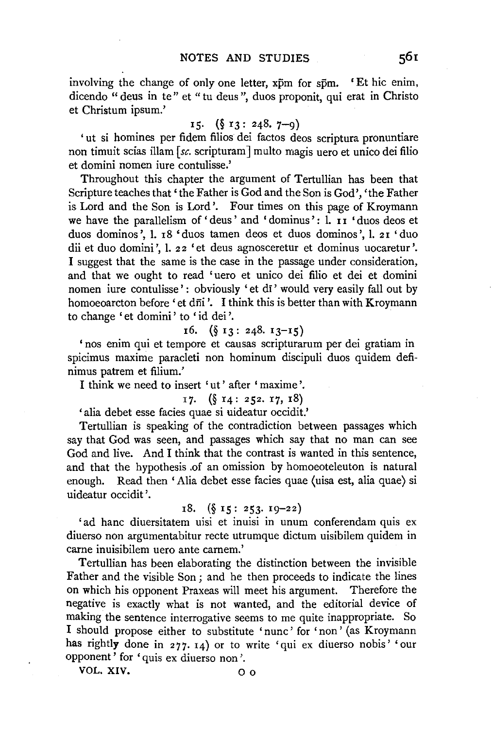involving the change of only one letter, xp̄m for sp̄m. 'Et hic enim, dicendo "deus in te" et "tu deus", duos proponit, qui erat in Christo et Christum ipsum.'

15. (§ 13: 248. 7–9)

'ut si homines per fidem filios dei factos deos scriptura pronuntiare non timuit scias illam [*sc.* scripturam] multo magis uero et unico dei filio et domini nomen iure contulisse.'

Throughout this chapter the argument of Tertullian has been that Scripture teaches that 'the Father is God and the Son is God', 'the Father is Lord and the Son is Lord'. Four times on this page of Kroymann we have the parallelism of 'deus' and 'dominus': l. 11 'duos deos et duos dominos', l. 18 'duos tamen deos et duos dominos', l. 21 'duo dii et duo domini', l. 22 'et deus agnosceretur et dominus uocaretur'. I suggest that the same is the case in the passage under consideration, and that we ought to read 'uero et unico dei filio et dei et domini nomen iure contulisse': obviously 'et dī' would very easily fall out by homoeoarcton before 'et dn̄i'. I think this is better than with Kroymann to change 'et domini' to 'id dei'.

16. (§ 13: 248. 13–15)

'nos enim qui et tempore et causas scripturarum per dei gratiam in spicimus maxime paracleti non hominum discipuli duos quidem definimus patrem et filium.'

I think we need to insert 'ut' after 'maxime'.

17. (§ 14: 252. 17, 18)

'alia debet esse facies quae si uideatur occidit.'

Tertullian is speaking of the contradiction between passages which say that God was seen, and passages which say that no man can see God and live. And I think that the contrast is wanted in this sentence, and that the hypothesis of an omission by homoeoteleuton is natural enough. Read then 'Alia debet esse facies quae ⟨uisa est, alia quae⟩ si uideatur occidit'.

18. (§ 15: 253. 19–22)

'ad hanc diuersitatem uisi et inuisi in unum conferendam quis ex diuerso non argumentabitur recte utrumque dictum uisibilem quidem in carne inuisibilem uero ante carnem.'

Tertullian has been elaborating the distinction between the invisible Father and the visible Son; and he then proceeds to indicate the lines on which his opponent Praxeas will meet his argument. Therefore the negative is exactly what is not wanted, and the editorial device of making the sentence interrogative seems to me quite inappropriate. So I should propose either to substitute 'nunc' for 'non' (as Kroymann has rightly done in 277. 14) or to write 'qui ex diuerso nobis' 'our opponent' for 'quis ex diuerso non'.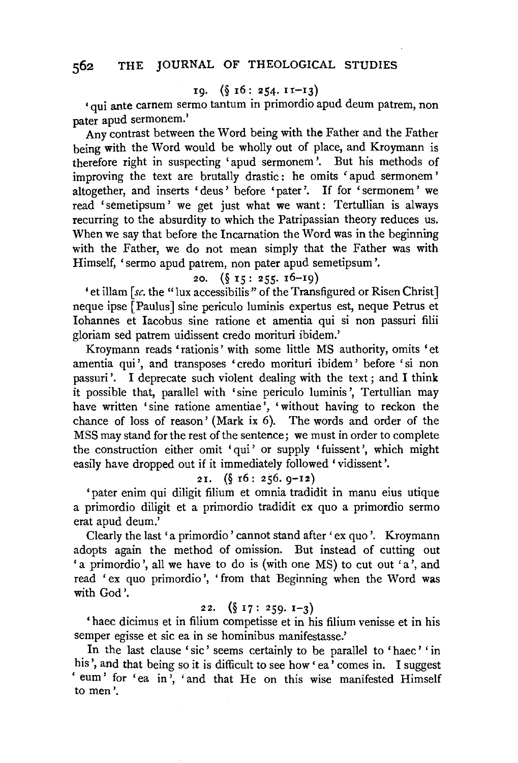19. (§ 16: 254. 11–13)

'qui ante carnem sermo tantum in primordio apud deum patrem, non pater apud sermonem.'

Any contrast between the Word being with the Father and the Father being with the Word would be wholly out of place, and Kroymann is therefore right in suspecting 'apud sermonem'. But his methods of improving the text are brutally drastic: he omits 'apud sermonem' altogether, and inserts 'deus' before 'pater'. If for 'sermonem' we read 'semetipsum' we get just what we want: Tertullian is always recurring to the absurdity to which the Patripassian theory reduces us. When we say that before the Incarnation the Word was in the beginning with the Father, we do not mean simply that the Father was with Himself, 'sermo apud patrem, non pater apud semetipsum'.

20. (§ 15: 255. 16–19)

'et illam [*sc.* the "lux accessibilis" of the Transfigured or Risen Christ] neque ipse [Paulus] sine periculo luminis expertus est, neque Petrus et Iohannes et Iacobus sine ratione et amentia qui si non passuri filii gloriam sed patrem uidissent credo morituri ibidem.'

Kroymann reads 'rationis' with some little MS authority, omits 'et amentia qui', and transposes 'credo morituri ibidem' before 'si non passuri'. I deprecate such violent dealing with the text; and I think it possible that, parallel with 'sine periculo luminis', Tertullian may have written 'sine ratione amentiae', 'without having to reckon the chance of loss of reason' (Mark ix 6). The words and order of the MSS may stand for the rest of the sentence; we must in order to complete the construction either omit 'qui' or supply 'fuissent', which might easily have dropped out if it immediately followed 'vidissent'.

21. (§ 16: 256. 9–12)

'pater enim qui diligit filium et omnia tradidit in manu eius utique a primordio diligit et a primordio tradidit ex quo a primordio sermo erat apud deum.'

Clearly the last 'a primordio' cannot stand after 'ex quo'. Kroymann adopts again the method of omission. But instead of cutting out 'a primordio', all we have to do is (with one MS) to cut out 'a', and read 'ex quo primordio', 'from that Beginning when the Word was with God'.

22. (§ 17: 259. 1–3)

'haec dicimus et in filium competisse et in his filium venisse et in his semper egisse et sic ea in se hominibus manifestasse.'

In the last clause 'sic' seems certainly to be parallel to 'haec' 'in his', and that being so it is difficult to see how 'ea' comes in. I suggest 'eum' for 'ea in', 'and that He on this wise manifested Himself to men'.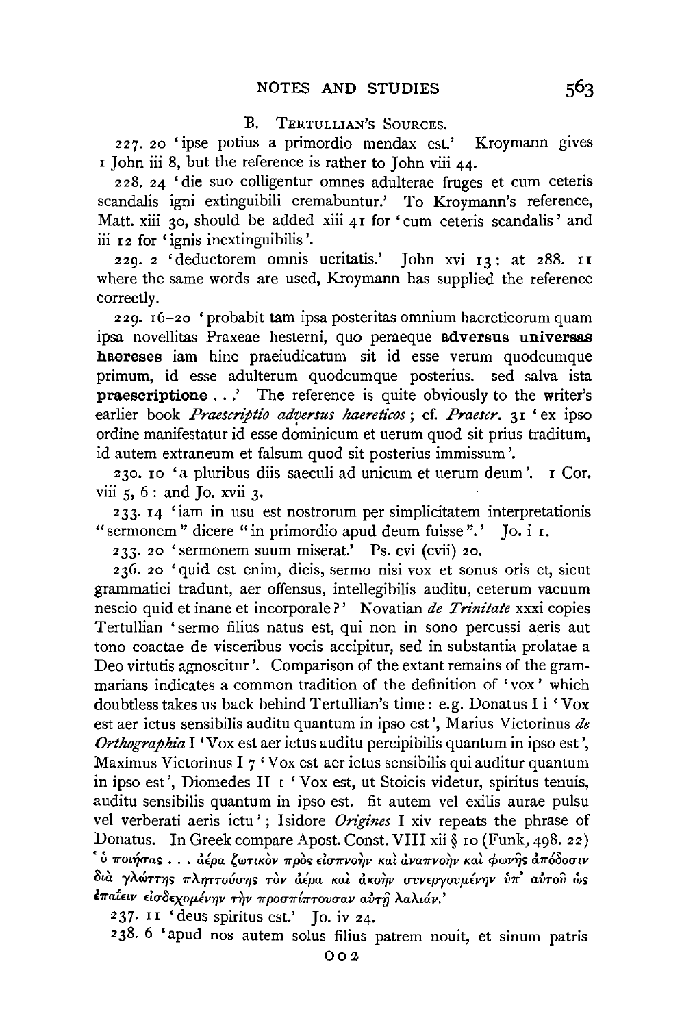### B. Tertullian's Sources.

227. 20 'ipse potius a primordio mendax est.' Kroymann gives 1 John iii 8, but the reference is rather to John viii 44.

228. 24 'die suo colligentur omnes adulterae fruges et cum ceteris scandalis igni extinguibili cremabuntur.' To Kroymann's reference, Matt. xiii 30, should be added xiii 41 for 'cum ceteris scandalis' and iii 12 for 'ignis inextinguibilis'.

229. 2 'deductorem omnis ueritatis.' John xvi 13: at 288. 11 where the same words are used, Kroymann has supplied the reference correctly.

229. 16–20 'probabit tam ipsa posteritas omnium haereticorum quam ipsa novellitas Praxeae hesterni, quo peraeque **adversus universas haereses** iam hinc praeiudicatum sit id esse verum quodcumque primum, id esse adulterum quodcumque posterius. sed salva ista **praescriptione** . . .' The reference is quite obviously to the writer's earlier book *Praescriptio adversus haereticos*; cf. *Praescr.* 31 'ex ipso ordine manifestatur id esse dominicum et uerum quod sit prius traditum, id autem extraneum et falsum quod sit posterius immissum'.

230. 10 'a pluribus diis saeculi ad unicum et uerum deum'. 1 Cor. viii 5, 6: and Jo. xvii 3.

233. 14 'iam in usu est nostrorum per simplicitatem interpretationis "sermonem" dicere "in primordio apud deum fuisse".' Jo. i 1.

233. 20 'sermonem suum miserat.' Ps. cvi (cvii) 20.

236. 20 'quid est enim, dicis, sermo nisi vox et sonus oris et, sicut grammatici tradunt, aer offensus, intellegibilis auditu, ceterum vacuum nescio quid et inane et incorporale?' Novatian *de Trinitate* xxxi copies Tertullian 'sermo filius natus est, qui non in sono percussi aeris aut tono coactae de visceribus vocis accipitur, sed in substantia prolatae a Deo virtutis agnoscitur'. Comparison of the extant remains of the grammarians indicates a common tradition of the definition of 'vox' which doubtless takes us back behind Tertullian's time: e.g. Donatus I i 'Vox est aer ictus sensibilis auditu quantum in ipso est', Marius Victorinus *de Orthographia* I 'Vox est aer ictus auditu percipibilis quantum in ipso est', Maximus Victorinus I 7 'Vox est aer ictus sensibilis qui auditur quantum in ipso est', Diomedes II 1 'Vox est, ut Stoicis videtur, spiritus tenuis, auditu sensibilis quantum in ipso est. fit autem vel exilis aurae pulsu vel verberati aeris ictu'; Isidore *Origines* I xiv repeats the phrase of Donatus. In Greek compare Apost. Const. VIII xii § 10 (Funk, 498. 22) 'ὁ ποιήσας . . . ἀέρα ζωτικὸν πρὸς εἰσπνοὴν καὶ ἀναπνοὴν καὶ φωνῆς ἀπόδοσιν διὰ γλώττης πληττούσης τὸν ἀέρα καὶ ἀκοὴν συνεργουμένην ὑπ' αὐτοῦ ὡς ἐπαΐειν εἰσδεχομένην τὴν προσπίπτουσαν αὐτῇ λαλιάν.'

237. 11 'deus spiritus est.' Jo. iv 24.

238. 6 'apud nos autem solus filius patrem nouit, et sinum patris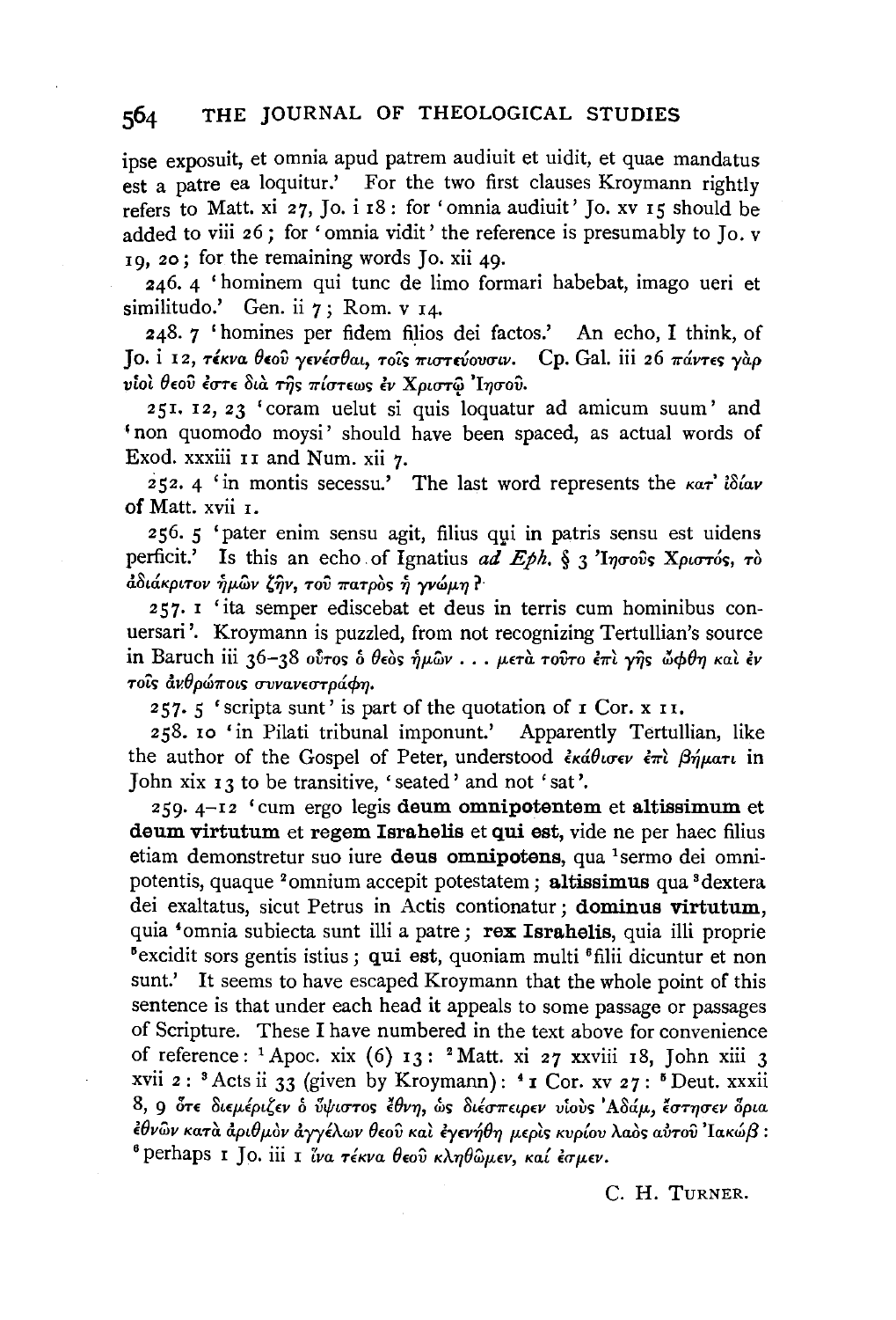ipse exposuit, et omnia apud patrem audiuit et uidit, et quae mandatus est a patre ea loquitur.' For the two first clauses Kroymann rightly refers to Matt. xi 27, Jo. i 18: for 'omnia audiuit' Jo. xv 15 should be added to viii 26; for 'omnia vidit' the reference is presumably to Jo. v 19, 20; for the remaining words Jo. xii 49.

246. 4 'hominem qui tunc de limo formari habebat, imago ueri et similitudo.' Gen. ii 7; Rom. v 14.

248. 7 'homines per fidem filios dei factos.' An echo, I think, of Jo. i 12, τέκνα θεοῦ γενέσθαι, τοῖς πιστεύουσιν. Cp. Gal. iii 26 πάντες γὰρ υἱοὶ θεοῦ ἐστε διὰ τῆς πίστεως ἐν Χριστῷ Ἰησοῦ.

251. 12, 23 'coram uelut si quis loquatur ad amicum suum' and 'non quomodo moysi' should have been spaced, as actual words of Exod. xxxiii 11 and Num. xii 7.

252. 4 'in montis secessu.' The last word represents the κατ' ἰδίαν of Matt. xvii 1.

256. 5 'pater enim sensu agit, filius qui in patris sensu est uidens perficit.' Is this an echo of Ignatius *ad Eph.* § 3 Ἰησοῦς Χριστός, τὸ ἀδιάκριτον ἡμῶν ζῆν, τοῦ πατρὸς ἡ γνώμη?

257. 1 'ita semper ediscebat et deus in terris cum hominibus conuersari'. Kroymann is puzzled, from not recognizing Tertullian's source in Baruch iii 36–38 οὗτος ὁ θεὸς ἡμῶν . . . μετὰ τοῦτο ἐπὶ γῆς ὤφθη καὶ ἐν τοῖς ἀνθρώποις συνανεστράφη.

257. 5 'scripta sunt' is part of the quotation of 1 Cor. x 11.

258. 10 'in Pilati tribunal imponunt.' Apparently Tertullian, like the author of the Gospel of Peter, understood ἐκάθισεν ἐπὶ βήματι in John xix 13 to be transitive, 'seated' and not 'sat'.

259. 4–12 'cum ergo legis **deum omnipotentem** et **altissimum** et **deum virtutum** et **regem Israhelis** et **qui est**, vide ne per haec filius etiam demonstretur suo iure **deus omnipotens**, qua [1]sermo dei omnipotentis, quaque [2]omnium accepit potestatem; **altissimus** qua [3]dextera dei exaltatus, sicut Petrus in Actis contionatur; **dominus virtutum**, quia [4]omnia subiecta sunt illi a patre; **rex Israhelis**, quia illi proprie [5]excidit sors gentis istius; **qui est**, quoniam multi [6]filii dicuntur et non sunt.' It seems to have escaped Kroymann that the whole point of this sentence is that under each head it appeals to some passage or passages of Scripture. These I have numbered in the text above for convenience of reference: [1]Apoc. xix (6) 13: [2]Matt. xi 27 xxviii 18, John xiii 3 xvii 2: [3]Acts ii 33 (given by Kroymann): [4]1 Cor. xv 27: [5]Deut. xxxii 8, 9 ὅτε διεμέριζεν ὁ ὕψιστος ἔθνη, ὡς διέσπειρεν υἱοὺς Ἀδάμ, ἔστησεν ὅρια ἐθνῶν κατὰ ἀριθμὸν ἀγγέλων θεοῦ καὶ ἐγενήθη μερὶς κυρίου λαὸς αὐτοῦ Ἰακώβ: [6]perhaps 1 Jo. iii 1 ἵνα τέκνα θεοῦ κληθῶμεν, καί ἐσμεν.

C. H. TURNER.